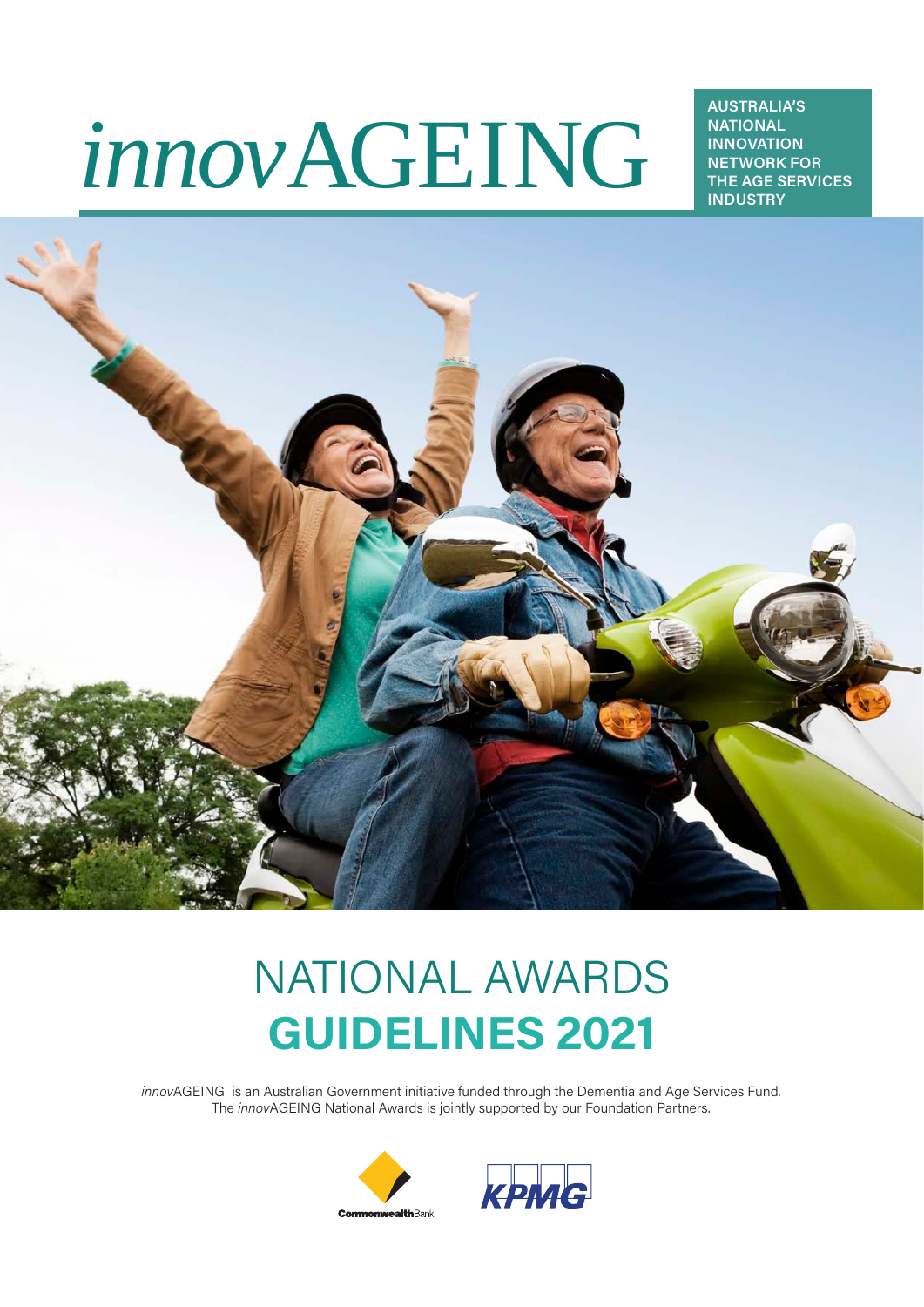# *innov*AGEING

**AUSTRALIA'S NATIONAL INNOVATION NETWORK FOR THE AGE SERVICES INDUSTRY**

# NATIONAL AWARDS **GUIDELINES 2021**

*innov*AGEING is an Australian Government initiative funded through the Dementia and Age Services Fund. The *innov*AGEING National Awards is jointly supported by our Foundation Partners.

CommonwealthBank

KPMG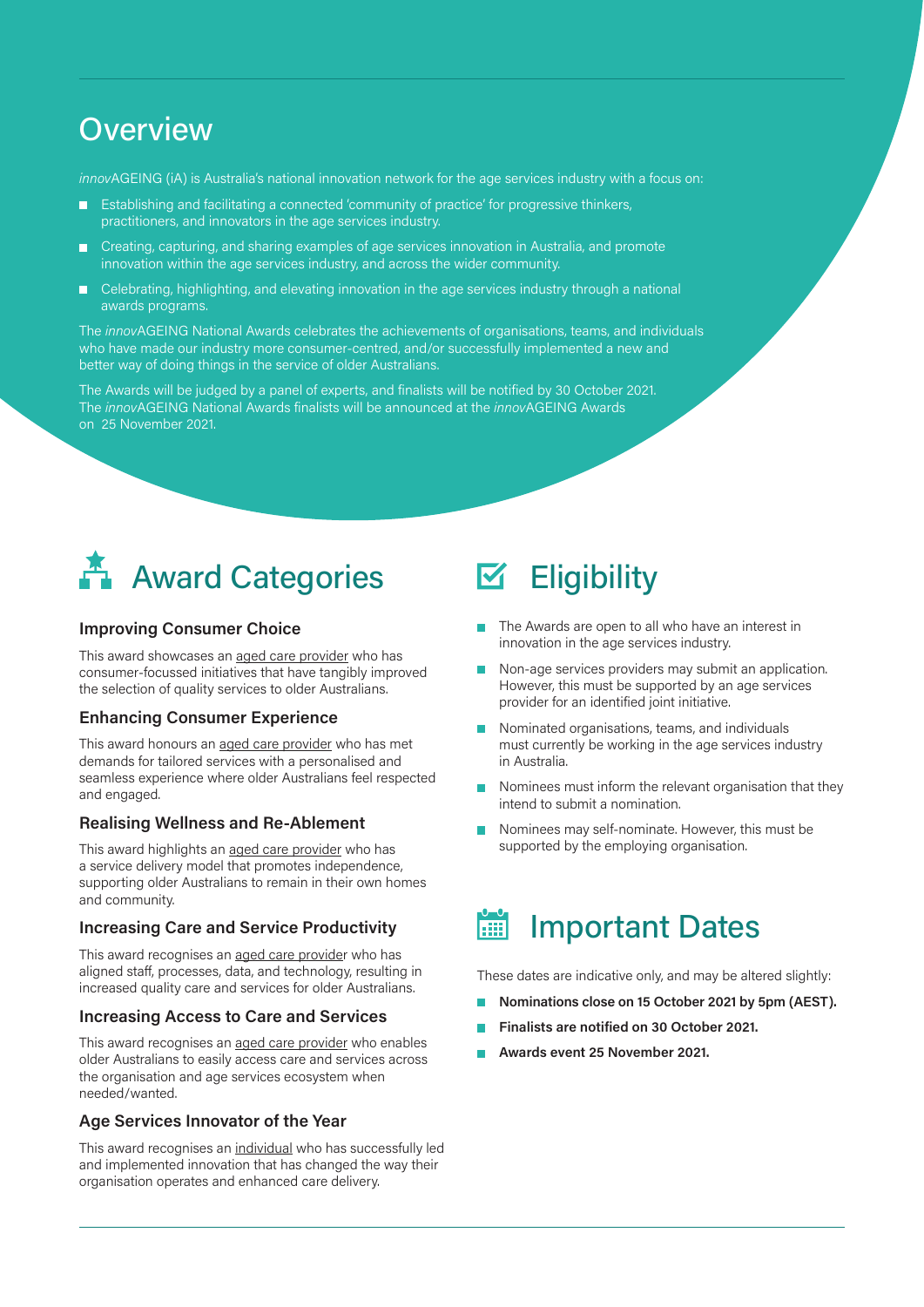## Overview

*innov*AGEING (iA) is Australia's national innovation network for the age services industry with a focus on:

- Establishing and facilitating a connected 'community of practice' for progressive thinkers, practitioners, and innovators in the age services industry.
- Creating, capturing, and sharing examples of age services innovation in Australia, and promote innovation within the age services industry, and across the wider community.
- Celebrating, highlighting, and elevating innovation in the age services industry through a national awards programs.

The *innov*AGEING National Awards celebrates the achievements of organisations, teams, and individuals who have made our industry more consumer-centred, and/or successfully implemented a new and better way of doing things in the service of older Australians.

The Awards will be judged by a panel of experts, and finalists will be notified by 30 October 2021. The *innov*AGEING National Awards finalists will be announced at the *innov*AGEING Awards on 25 November 2021.

## Award Categories

### Improving Consumer Choice

This award showcases an aged care provider who has consumer-focussed initiatives that have tangibly improved the selection of quality services to older Australians.

### Enhancing Consumer Experience

This award honours an aged care provider who has met demands for tailored services with a personalised and seamless experience where older Australians feel respected and engaged.

### Realising Wellness and Re-Ablement

This award highlights an aged care provider who has a service delivery model that promotes independence, supporting older Australians to remain in their own homes and community.

### Increasing Care and Service Productivity

This award recognises an aged care provider who has aligned staff, processes, data, and technology, resulting in increased quality care and services for older Australians.

### Increasing Access to Care and Services

This award recognises an aged care provider who enables older Australians to easily access care and services across the organisation and age services ecosystem when needed/wanted.

### Age Services Innovator of the Year

This award recognises an individual who has successfully led and implemented innovation that has changed the way their organisation operates and enhanced care delivery.

## Eligibility

- The Awards are open to all who have an interest in innovation in the age services industry.
- Non-age services providers may submit an application. However, this must be supported by an age services provider for an identified joint initiative.
- Nominated organisations, teams, and individuals must currently be working in the age services industry in Australia.
- Nominees must inform the relevant organisation that they intend to submit a nomination.
- Nominees may self-nominate. However, this must be supported by the employing organisation.

## Important Dates

These dates are indicative only, and may be altered slightly:

- **Nominations close on 15 October 2021 by 5pm (AEST).**
- **Finalists are notified on 30 October 2021.**
- **Awards event 25 November 2021.**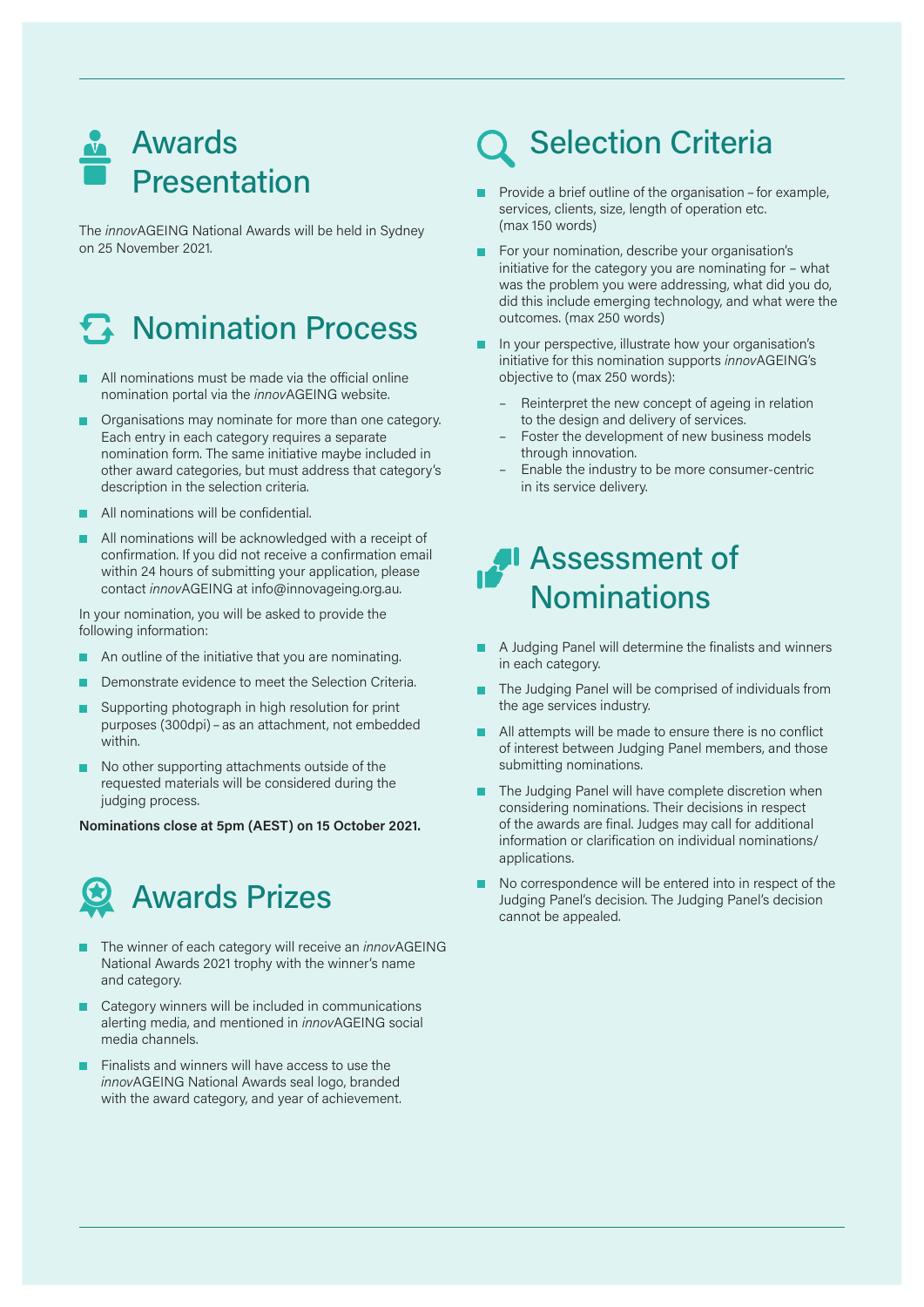# Awards Presentation

The *innov*AGEING National Awards will be held in Sydney on 25 November 2021.

# Nomination Process

- All nominations must be made via the official online nomination portal via the *innov*AGEING website.
- Organisations may nominate for more than one category. Each entry in each category requires a separate nomination form. The same initiative maybe included in other award categories, but must address that category's description in the selection criteria.
- All nominations will be confidential.
- All nominations will be acknowledged with a receipt of confirmation. If you did not receive a confirmation email within 24 hours of submitting your application, please contact *innov*AGEING at info@innovageing.org.au.

In your nomination, you will be asked to provide the following information:

- An outline of the initiative that you are nominating.
- Demonstrate evidence to meet the Selection Criteria.
- Supporting photograph in high resolution for print purposes (300dpi) – as an attachment, not embedded within.
- No other supporting attachments outside of the requested materials will be considered during the judging process.

**Nominations close at 5pm (AEST) on 15 October 2021.**

# Awards Prizes

- The winner of each category will receive an *innov*AGEING National Awards 2021 trophy with the winner's name and category.
- Category winners will be included in communications alerting media, and mentioned in *innov*AGEING social media channels.
- Finalists and winners will have access to use the *innov*AGEING National Awards seal logo, branded with the award category, and year of achievement.

# Selection Criteria

- Provide a brief outline of the organisation – for example, services, clients, size, length of operation etc. (max 150 words)
- For your nomination, describe your organisation's initiative for the category you are nominating for – what was the problem you were addressing, what did you do, did this include emerging technology, and what were the outcomes. (max 250 words)
- In your perspective, illustrate how your organisation's initiative for this nomination supports *innov*AGEING's objective to (max 250 words):
  - Reinterpret the new concept of ageing in relation to the design and delivery of services.
  - Foster the development of new business models through innovation.
  - Enable the industry to be more consumer-centric in its service delivery.

# Assessment of Nominations

- A Judging Panel will determine the finalists and winners in each category.
- The Judging Panel will be comprised of individuals from the age services industry.
- All attempts will be made to ensure there is no conflict of interest between Judging Panel members, and those submitting nominations.
- The Judging Panel will have complete discretion when considering nominations. Their decisions in respect of the awards are final. Judges may call for additional information or clarification on individual nominations/applications.
- No correspondence will be entered into in respect of the Judging Panel's decision. The Judging Panel's decision cannot be appealed.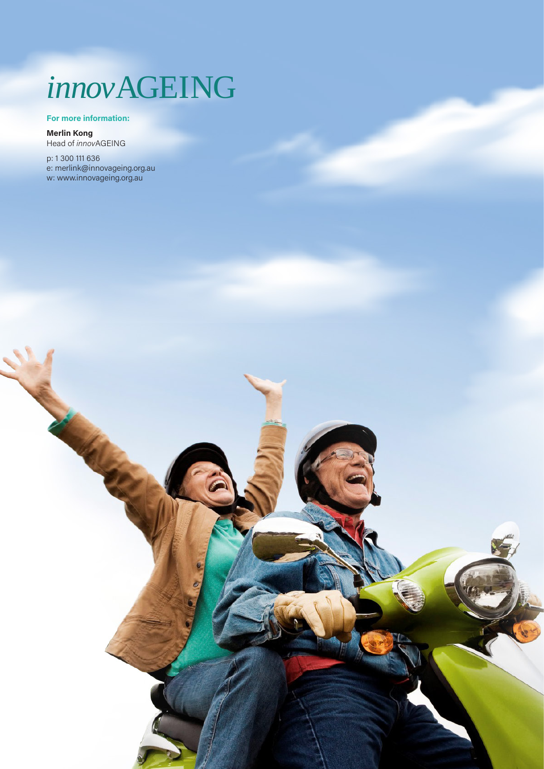# *innov*AGEING

**For more information:**

**Merlin Kong**
Head of *innov*AGEING

p: 1 300 111 636
e: merlink@innovageing.org.au
w: www.innovageing.org.au